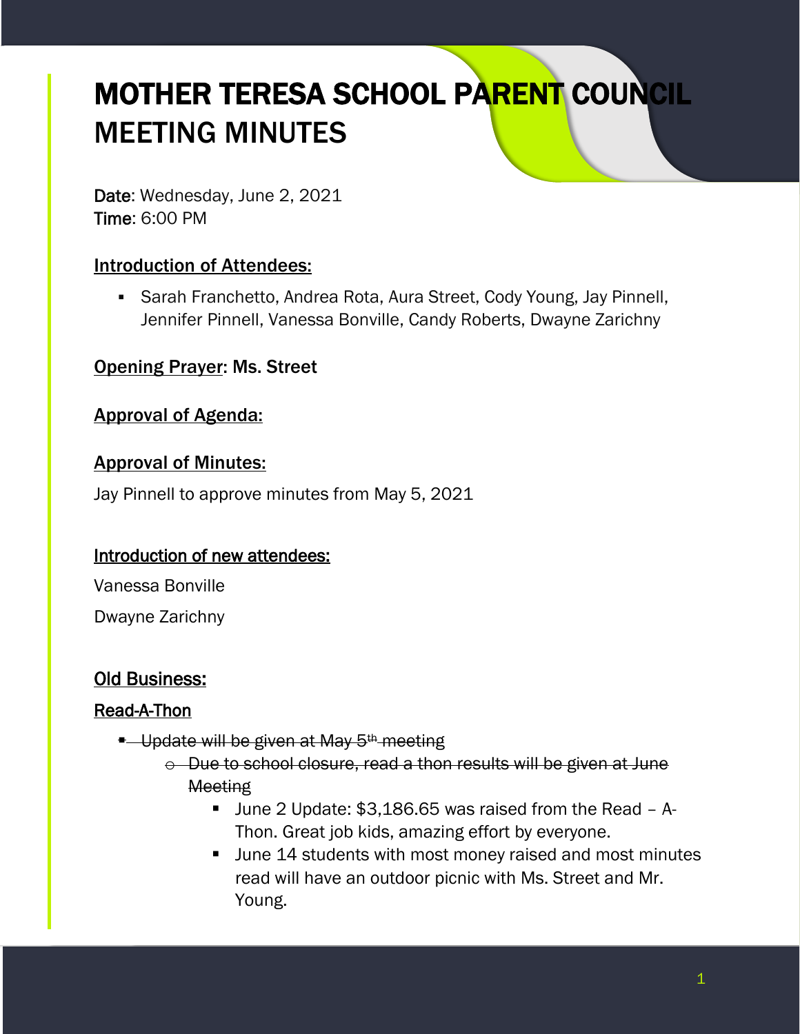# MOTHER TERESA SCHOOL PARENT COUNCIL MEETING MINUTES

**Date**: Wednesday, June 2, 2021
**Time**: 6:00 PM

## Introduction of Attendees:

- Sarah Franchetto, Andrea Rota, Aura Street, Cody Young, Jay Pinnell, Jennifer Pinnell, Vanessa Bonville, Candy Roberts, Dwayne Zarichny

## Opening Prayer: Ms. Street

## Approval of Agenda:

## Approval of Minutes:

Jay Pinnell to approve minutes from May 5, 2021

## Introduction of new attendees:

Vanessa Bonville

Dwayne Zarichny

## Old Business:

### Read-A-Thon

- ~~Update will be given at May 5th meeting~~
  - ~~Due to school closure, read a thon results will be given at June Meeting~~
    - June 2 Update: $3,186.65 was raised from the Read – A-Thon. Great job kids, amazing effort by everyone.
    - June 14 students with most money raised and most minutes read will have an outdoor picnic with Ms. Street and Mr. Young.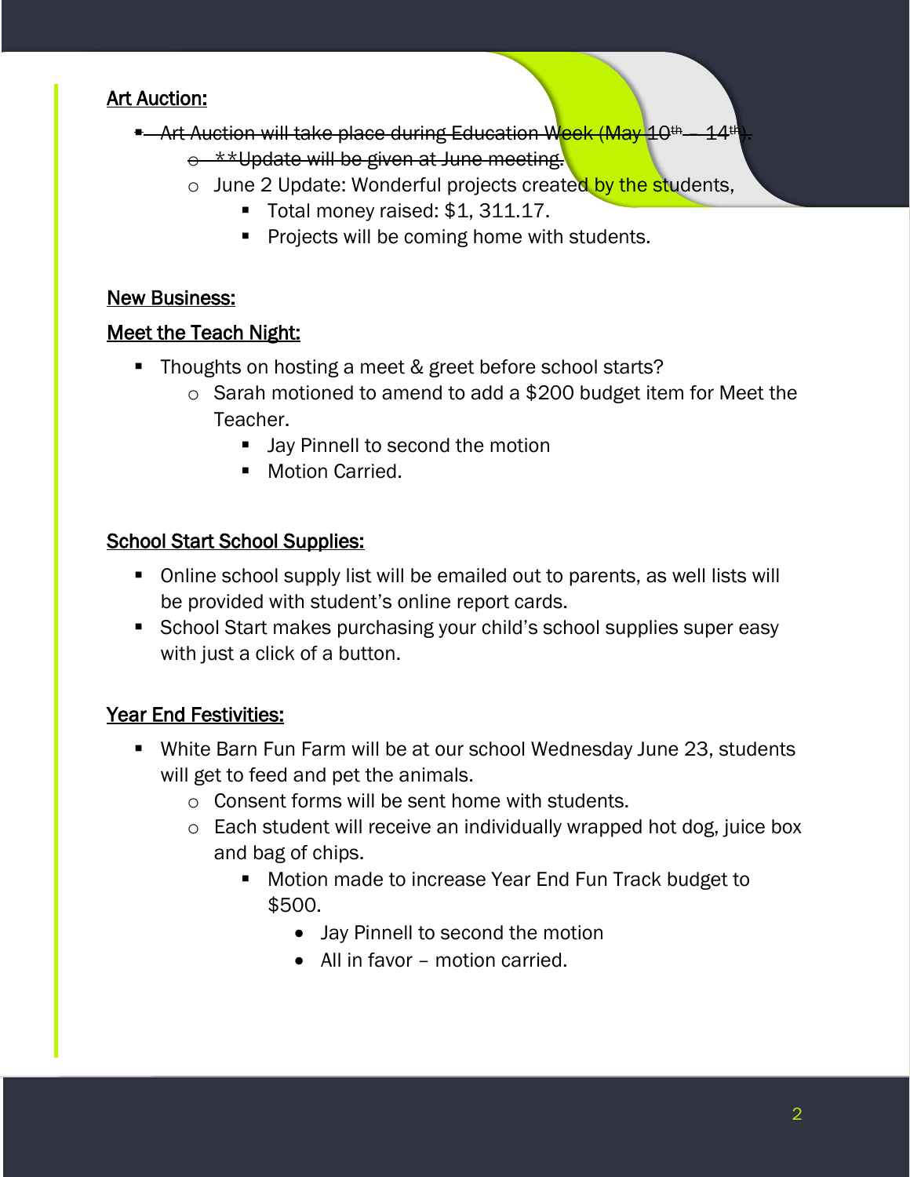**Art Auction:**

- ~~Art Auction will take place during Education Week (May 10th – 14th).~~
  - ~~**Update will be given at June meeting.~~
  - June 2 Update: Wonderful projects created by the students,
    - Total money raised: $1, 311.17.
    - Projects will be coming home with students.

**New Business:**

**Meet the Teach Night:**

- Thoughts on hosting a meet & greet before school starts?
  - Sarah motioned to amend to add a $200 budget item for Meet the Teacher.
    - Jay Pinnell to second the motion
    - Motion Carried.

**School Start School Supplies:**

- Online school supply list will be emailed out to parents, as well lists will be provided with student's online report cards.
- School Start makes purchasing your child's school supplies super easy with just a click of a button.

**Year End Festivities:**

- White Barn Fun Farm will be at our school Wednesday June 23, students will get to feed and pet the animals.
  - Consent forms will be sent home with students.
  - Each student will receive an individually wrapped hot dog, juice box and bag of chips.
    - Motion made to increase Year End Fun Track budget to $500.
      - Jay Pinnell to second the motion
      - All in favor – motion carried.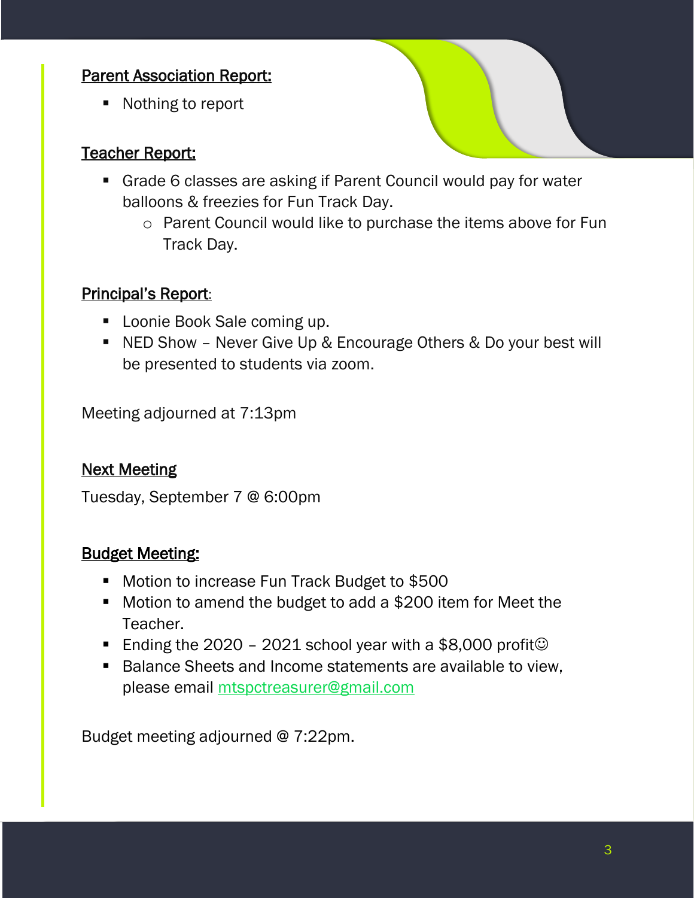## Parent Association Report:

- Nothing to report

## Teacher Report:

- Grade 6 classes are asking if Parent Council would pay for water balloons & freezies for Fun Track Day.
  - Parent Council would like to purchase the items above for Fun Track Day.

## Principal's Report:

- Loonie Book Sale coming up.
- NED Show – Never Give Up & Encourage Others & Do your best will be presented to students via zoom.

Meeting adjourned at 7:13pm

## Next Meeting

Tuesday, September 7 @ 6:00pm

## Budget Meeting:

- Motion to increase Fun Track Budget to $500
- Motion to amend the budget to add a $200 item for Meet the Teacher.
- Ending the 2020 – 2021 school year with a $8,000 profit☺
- Balance Sheets and Income statements are available to view, please email mtspctreasurer@gmail.com

Budget meeting adjourned @ 7:22pm.